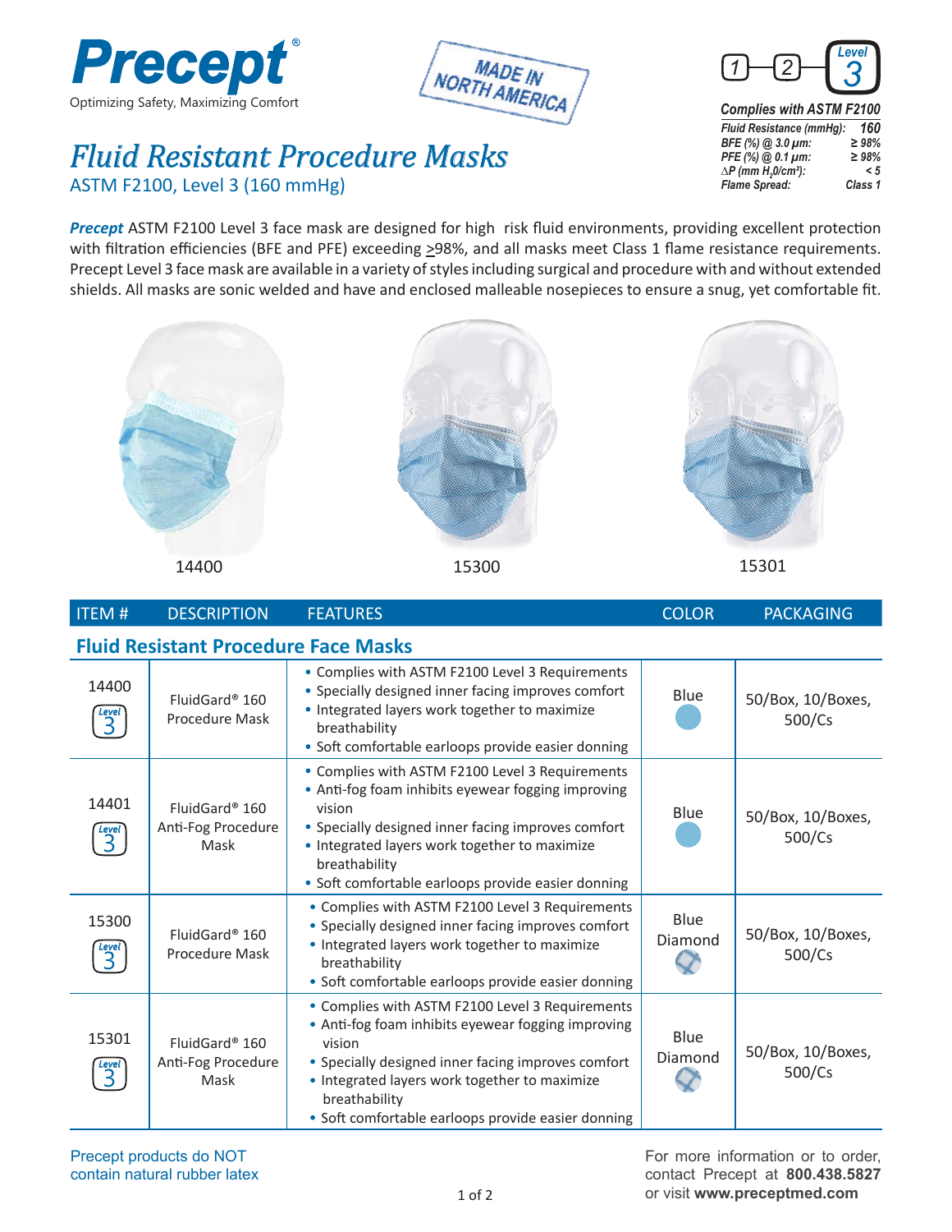# Precept

Optimizing Safety, Maximizing Comfort

MADE IN NORTH AMERICA

1 — 2 — Level 3

**Complies with ASTM F2100**

| | |
|---|---|
| Fluid Resistance (mmHg): | 160 |
| BFE (%) @ 3.0 µm: | ≥ 98% |
| PFE (%) @ 0.1 µm: | ≥ 98% |
| ∆P (mm $H_2O/cm^2$): | < 5 |
| Flame Spread: | Class 1 |

## Fluid Resistant Procedure Masks

ASTM F2100, Level 3 (160 mmHg)

***Precept*** ASTM F2100 Level 3 face mask are designed for high risk fluid environments, providing excellent protection with filtration efficiencies (BFE and PFE) exceeding ≥98%, and all masks meet Class 1 flame resistance requirements. Precept Level 3 face mask are available in a variety of styles including surgical and procedure with and without extended shields. All masks are sonic welded and have and enclosed malleable nosepieces to ensure a snug, yet comfortable fit.

14400 15300 15301

| ITEM # | DESCRIPTION | FEATURES | COLOR | PACKAGING |
|---|---|---|---|---|
| **Fluid Resistant Procedure Face Masks** | | | | |
| 14400 (Level 3) | FluidGard® 160 Procedure Mask | • Complies with ASTM F2100 Level 3 Requirements<br>• Specially designed inner facing improves comfort<br>• Integrated layers work together to maximize breathability<br>• Soft comfortable earloops provide easier donning | Blue | 50/Box, 10/Boxes, 500/Cs |
| 14401 (Level 3) | FluidGard® 160 Anti-Fog Procedure Mask | • Complies with ASTM F2100 Level 3 Requirements<br>• Anti-fog foam inhibits eyewear fogging improving vision<br>• Specially designed inner facing improves comfort<br>• Integrated layers work together to maximize breathability<br>• Soft comfortable earloops provide easier donning | Blue | 50/Box, 10/Boxes, 500/Cs |
| 15300 (Level 3) | FluidGard® 160 Procedure Mask | • Complies with ASTM F2100 Level 3 Requirements<br>• Specially designed inner facing improves comfort<br>• Integrated layers work together to maximize breathability<br>• Soft comfortable earloops provide easier donning | Blue Diamond | 50/Box, 10/Boxes, 500/Cs |
| 15301 (Level 3) | FluidGard® 160 Anti-Fog Procedure Mask | • Complies with ASTM F2100 Level 3 Requirements<br>• Anti-fog foam inhibits eyewear fogging improving vision<br>• Specially designed inner facing improves comfort<br>• Integrated layers work together to maximize breathability<br>• Soft comfortable earloops provide easier donning | Blue Diamond | 50/Box, 10/Boxes, 500/Cs |

Precept products do NOT contain natural rubber latex

For more information or to order, contact Precept at **800.438.5827** or visit **www.preceptmed.com**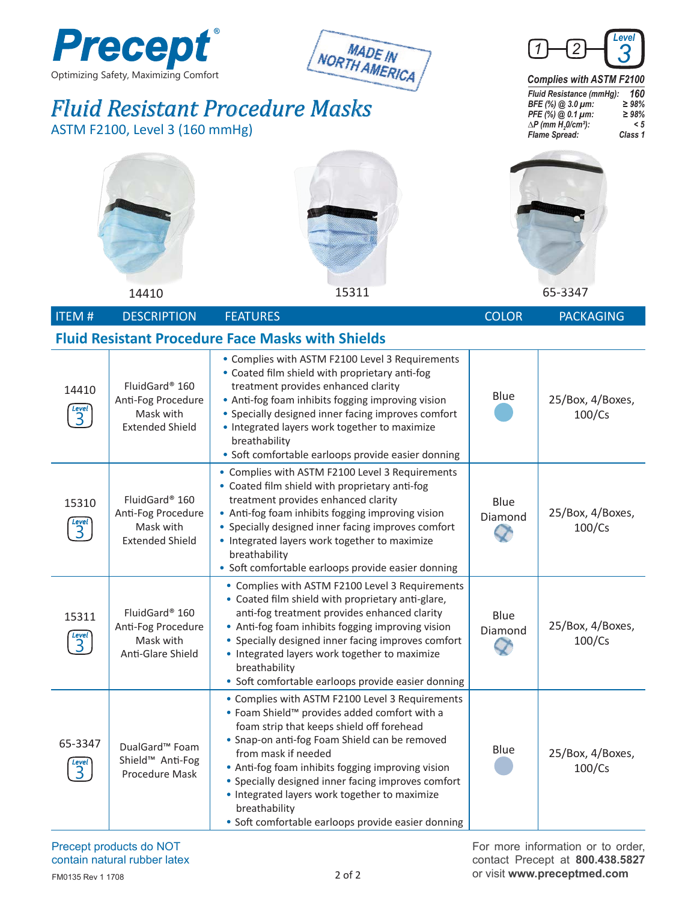# Precept

Optimizing Safety, Maximizing Comfort

MADE IN NORTH AMERICA

# *Fluid Resistant Procedure Masks*

ASTM F2100, Level 3 (160 mmHg)

1 — 2 — Level 3

***Complies with ASTM F2100***

| | |
|---|---|
| *Fluid Resistance (mmHg):* | *160* |
| *BFE (%) @ 3.0 µm:* | *≥ 98%* |
| *PFE (%) @ 0.1 µm:* | *≥ 98%* |
| *ΔP (mm $H_2O/cm^2$):* | *< 5* |
| *Flame Spread:* | *Class 1* |

14410

15311

65-3347

## Fluid Resistant Procedure Face Masks with Shields

| ITEM # | DESCRIPTION | FEATURES | COLOR | PACKAGING |
|---|---|---|---|---|
| 14410 Level 3 | FluidGard® 160 Anti-Fog Procedure Mask with Extended Shield | • Complies with ASTM F2100 Level 3 Requirements<br>• Coated film shield with proprietary anti-fog treatment provides enhanced clarity<br>• Anti-fog foam inhibits fogging improving vision<br>• Specially designed inner facing improves comfort<br>• Integrated layers work together to maximize breathability<br>• Soft comfortable earloops provide easier donning | Blue | 25/Box, 4/Boxes, 100/Cs |
| 15310 Level 3 | FluidGard® 160 Anti-Fog Procedure Mask with Extended Shield | • Complies with ASTM F2100 Level 3 Requirements<br>• Coated film shield with proprietary anti-fog treatment provides enhanced clarity<br>• Anti-fog foam inhibits fogging improving vision<br>• Specially designed inner facing improves comfort<br>• Integrated layers work together to maximize breathability<br>• Soft comfortable earloops provide easier donning | Blue Diamond | 25/Box, 4/Boxes, 100/Cs |
| 15311 Level 3 | FluidGard® 160 Anti-Fog Procedure Mask with Anti-Glare Shield | • Complies with ASTM F2100 Level 3 Requirements<br>• Coated film shield with proprietary anti-glare, anti-fog treatment provides enhanced clarity<br>• Anti-fog foam inhibits fogging improving vision<br>• Specially designed inner facing improves comfort<br>• Integrated layers work together to maximize breathability<br>• Soft comfortable earloops provide easier donning | Blue Diamond | 25/Box, 4/Boxes, 100/Cs |
| 65-3347 Level 3 | DualGard™ Foam Shield™ Anti-Fog Procedure Mask | • Complies with ASTM F2100 Level 3 Requirements<br>• Foam Shield™ provides added comfort with a foam strip that keeps shield off forehead<br>• Snap-on anti-fog Foam Shield can be removed from mask if needed<br>• Anti-fog foam inhibits fogging improving vision<br>• Specially designed inner facing improves comfort<br>• Integrated layers work together to maximize breathability<br>• Soft comfortable earloops provide easier donning | Blue | 25/Box, 4/Boxes, 100/Cs |

Precept products do NOT contain natural rubber latex

FM0135 Rev 1 1708

For more information or to order, contact Precept at **800.438.5827** or visit **www.preceptmed.com**